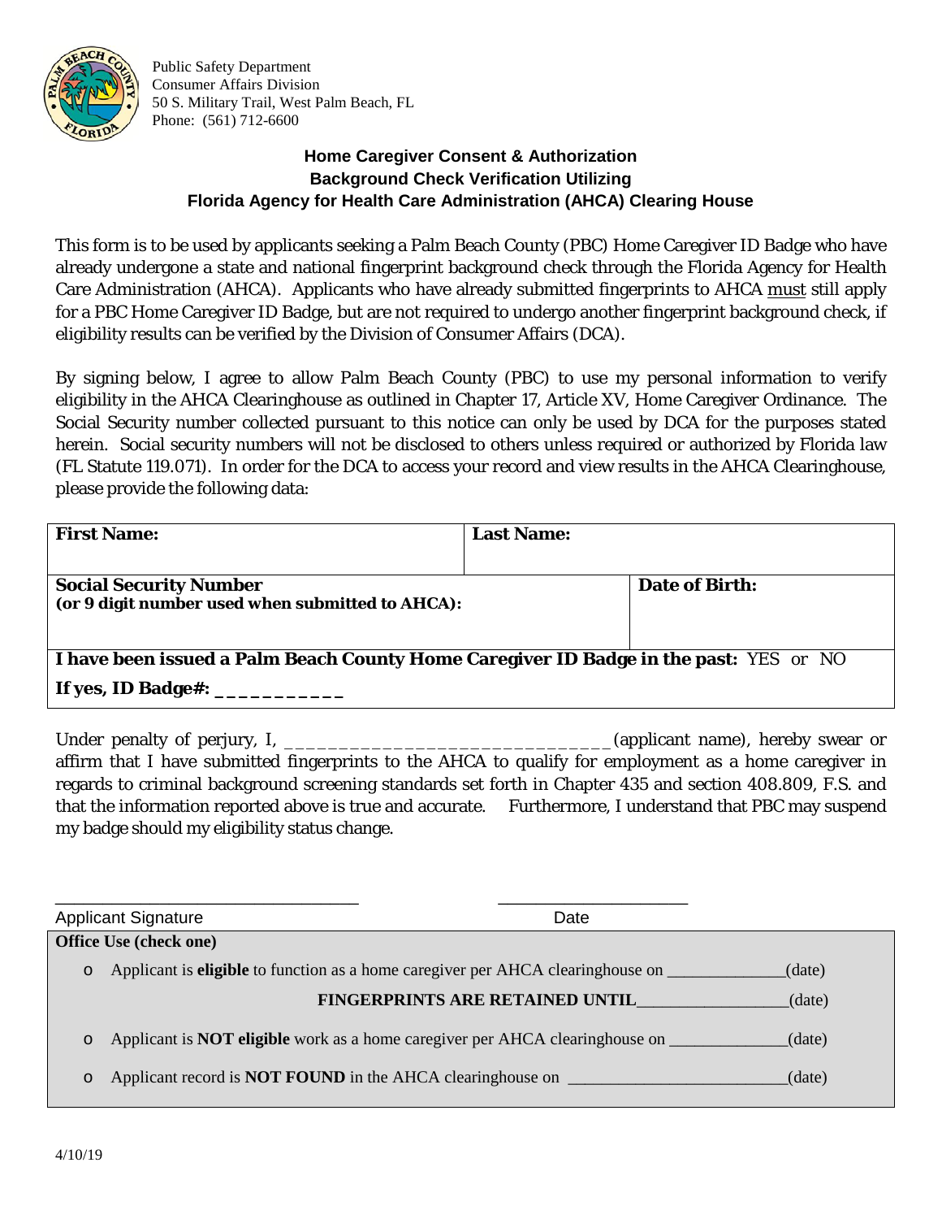Public Safety Department
Consumer Affairs Division
50 S. Military Trail, West Palm Beach, FL
Phone: (561) 712-6600

## Home Caregiver Consent & Authorization
## Background Check Verification Utilizing
## Florida Agency for Health Care Administration (AHCA) Clearing House

This form is to be used by applicants seeking a Palm Beach County (PBC) Home Caregiver ID Badge who have already undergone a state and national fingerprint background check through the Florida Agency for Health Care Administration (AHCA). Applicants who have already submitted fingerprints to AHCA must still apply for a PBC Home Caregiver ID Badge, but are not required to undergo another fingerprint background check, if eligibility results can be verified by the Division of Consumer Affairs (DCA).

By signing below, I agree to allow Palm Beach County (PBC) to use my personal information to verify eligibility in the AHCA Clearinghouse as outlined in Chapter 17, Article XV, Home Caregiver Ordinance. The Social Security number collected pursuant to this notice can only be used by DCA for the purposes stated herein. Social security numbers will not be disclosed to others unless required or authorized by Florida law (FL Statute 119.071). In order for the DCA to access your record and view results in the AHCA Clearinghouse, please provide the following data:

| | |
|---|---|
| **First Name:** | **Last Name:** |
| **Social Security Number (or 9 digit number used when submitted to AHCA):** | **Date of Birth:** |
| **I have been issued a Palm Beach County Home Caregiver ID Badge in the past:** YES or NO | |
| **If yes, ID Badge#:** ___________ | |

Under penalty of perjury, I, _____________________________(applicant name), hereby swear or affirm that I have submitted fingerprints to the AHCA to qualify for employment as a home caregiver in regards to criminal background screening standards set forth in Chapter 435 and section 408.809, F.S. and that the information reported above is true and accurate. Furthermore, I understand that PBC may suspend my badge should my eligibility status change.

_________________________________ ____________________
Applicant Signature Date

**Office Use (check one)**

- Applicant is **eligible** to function as a home caregiver per AHCA clearinghouse on _____________(date)

  **FINGERPRINTS ARE RETAINED UNTIL**_________________(date)

- Applicant is **NOT eligible** work as a home caregiver per AHCA clearinghouse on _____________(date)
- Applicant record is **NOT FOUND** in the AHCA clearinghouse on _________________________(date)

4/10/19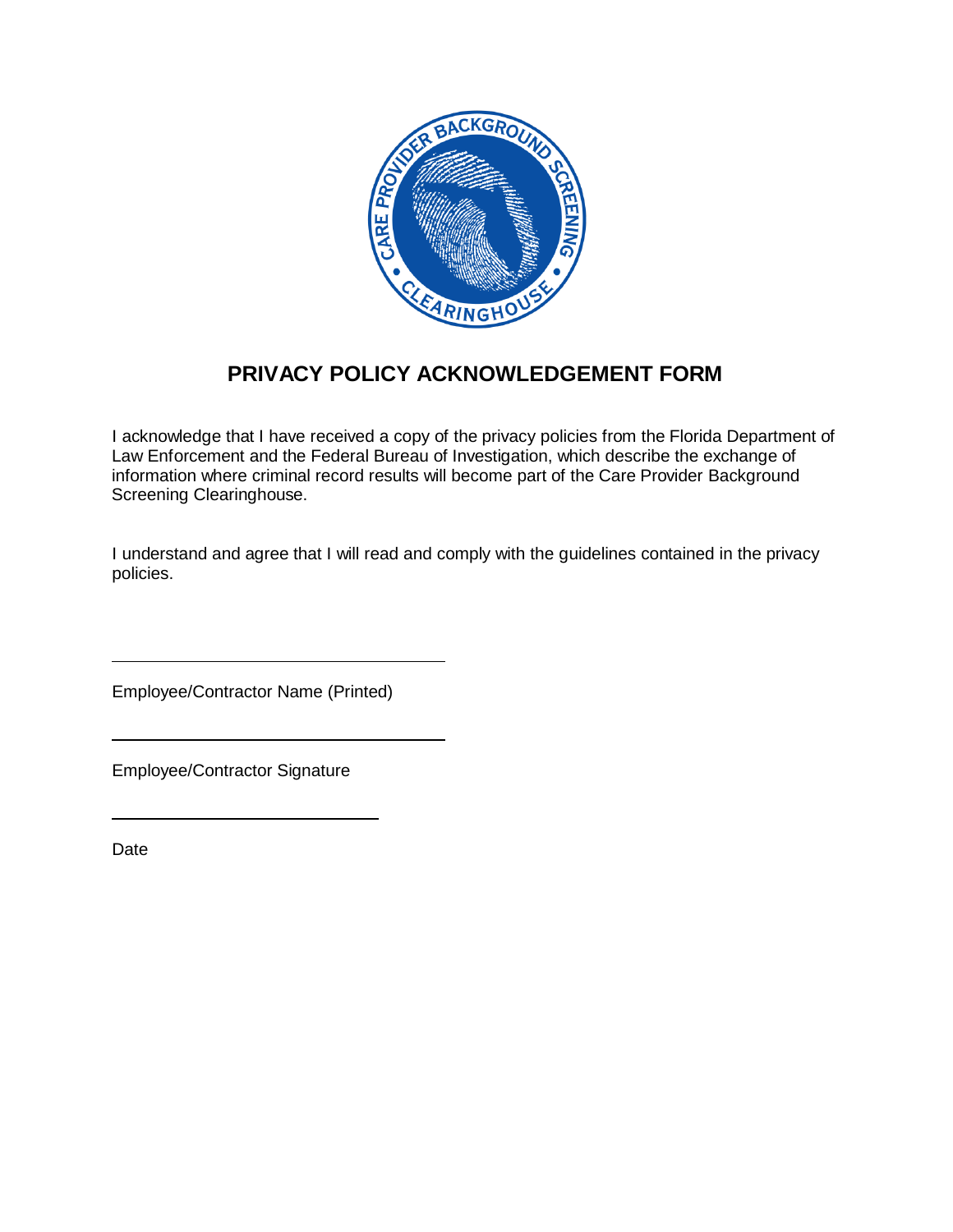# PRIVACY POLICY ACKNOWLEDGEMENT FORM

I acknowledge that I have received a copy of the privacy policies from the Florida Department of Law Enforcement and the Federal Bureau of Investigation, which describe the exchange of information where criminal record results will become part of the Care Provider Background Screening Clearinghouse.

I understand and agree that I will read and comply with the guidelines contained in the privacy policies.

\_\_\_\_\_\_\_\_\_\_\_\_\_\_\_\_\_\_\_\_\_\_\_\_\_\_\_\_\_\_\_\_\_\_\_\_

Employee/Contractor Name (Printed)

\_\_\_\_\_\_\_\_\_\_\_\_\_\_\_\_\_\_\_\_\_\_\_\_\_\_\_\_\_\_\_\_\_\_\_\_

Employee/Contractor Signature

\_\_\_\_\_\_\_\_\_\_\_\_\_\_\_\_\_\_\_\_\_\_\_\_\_\_\_\_\_

Date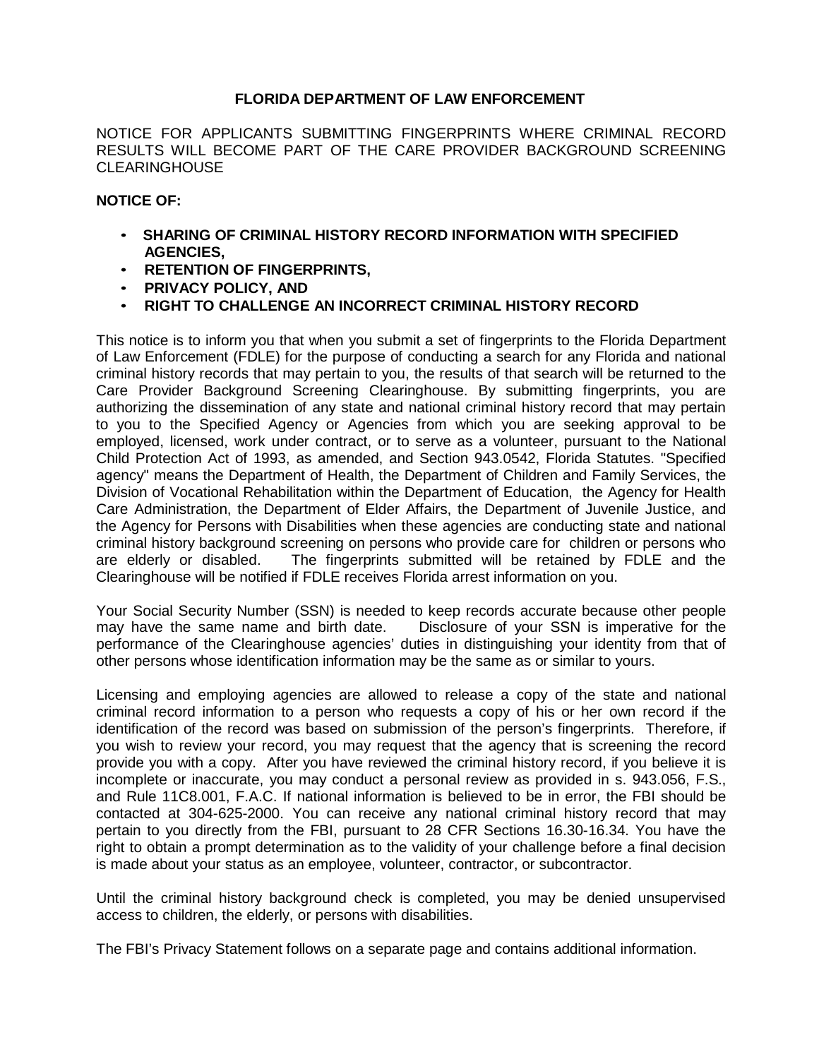# FLORIDA DEPARTMENT OF LAW ENFORCEMENT

NOTICE FOR APPLICANTS SUBMITTING FINGERPRINTS WHERE CRIMINAL RECORD RESULTS WILL BECOME PART OF THE CARE PROVIDER BACKGROUND SCREENING CLEARINGHOUSE

**NOTICE OF:**

- **SHARING OF CRIMINAL HISTORY RECORD INFORMATION WITH SPECIFIED AGENCIES,**
- **RETENTION OF FINGERPRINTS,**
- **PRIVACY POLICY, AND**
- **RIGHT TO CHALLENGE AN INCORRECT CRIMINAL HISTORY RECORD**

This notice is to inform you that when you submit a set of fingerprints to the Florida Department of Law Enforcement (FDLE) for the purpose of conducting a search for any Florida and national criminal history records that may pertain to you, the results of that search will be returned to the Care Provider Background Screening Clearinghouse. By submitting fingerprints, you are authorizing the dissemination of any state and national criminal history record that may pertain to you to the Specified Agency or Agencies from which you are seeking approval to be employed, licensed, work under contract, or to serve as a volunteer, pursuant to the National Child Protection Act of 1993, as amended, and Section 943.0542, Florida Statutes. "Specified agency" means the Department of Health, the Department of Children and Family Services, the Division of Vocational Rehabilitation within the Department of Education, the Agency for Health Care Administration, the Department of Elder Affairs, the Department of Juvenile Justice, and the Agency for Persons with Disabilities when these agencies are conducting state and national criminal history background screening on persons who provide care for children or persons who are elderly or disabled. The fingerprints submitted will be retained by FDLE and the Clearinghouse will be notified if FDLE receives Florida arrest information on you.

Your Social Security Number (SSN) is needed to keep records accurate because other people may have the same name and birth date. Disclosure of your SSN is imperative for the performance of the Clearinghouse agencies' duties in distinguishing your identity from that of other persons whose identification information may be the same as or similar to yours.

Licensing and employing agencies are allowed to release a copy of the state and national criminal record information to a person who requests a copy of his or her own record if the identification of the record was based on submission of the person's fingerprints. Therefore, if you wish to review your record, you may request that the agency that is screening the record provide you with a copy. After you have reviewed the criminal history record, if you believe it is incomplete or inaccurate, you may conduct a personal review as provided in s. 943.056, F.S., and Rule 11C8.001, F.A.C. If national information is believed to be in error, the FBI should be contacted at 304-625-2000. You can receive any national criminal history record that may pertain to you directly from the FBI, pursuant to 28 CFR Sections 16.30-16.34. You have the right to obtain a prompt determination as to the validity of your challenge before a final decision is made about your status as an employee, volunteer, contractor, or subcontractor.

Until the criminal history background check is completed, you may be denied unsupervised access to children, the elderly, or persons with disabilities.

The FBI's Privacy Statement follows on a separate page and contains additional information.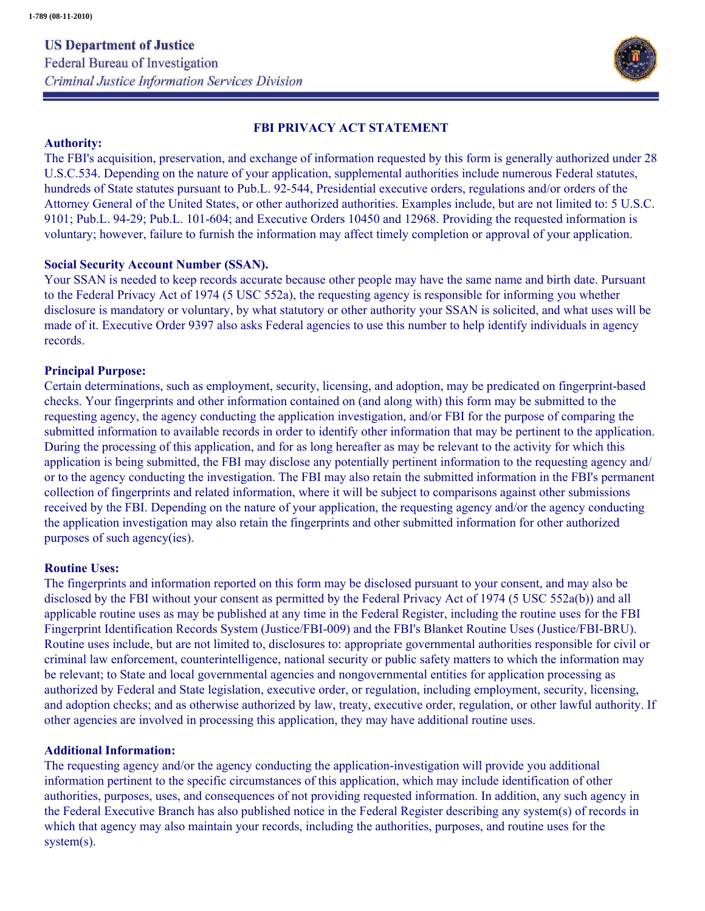1-789 (08-11-2010)

**US Department of Justice**
Federal Bureau of Investigation
*Criminal Justice Information Services Division*

## FBI PRIVACY ACT STATEMENT

**Authority:**
The FBI's acquisition, preservation, and exchange of information requested by this form is generally authorized under 28 U.S.C.534. Depending on the nature of your application, supplemental authorities include numerous Federal statutes, hundreds of State statutes pursuant to Pub.L. 92-544, Presidential executive orders, regulations and/or orders of the Attorney General of the United States, or other authorized authorities. Examples include, but are not limited to: 5 U.S.C. 9101; Pub.L. 94-29; Pub.L. 101-604; and Executive Orders 10450 and 12968. Providing the requested information is voluntary; however, failure to furnish the information may affect timely completion or approval of your application.

**Social Security Account Number (SSAN).**
Your SSAN is needed to keep records accurate because other people may have the same name and birth date. Pursuant to the Federal Privacy Act of 1974 (5 USC 552a), the requesting agency is responsible for informing you whether disclosure is mandatory or voluntary, by what statutory or other authority your SSAN is solicited, and what uses will be made of it. Executive Order 9397 also asks Federal agencies to use this number to help identify individuals in agency records.

**Principal Purpose:**
Certain determinations, such as employment, security, licensing, and adoption, may be predicated on fingerprint-based checks. Your fingerprints and other information contained on (and along with) this form may be submitted to the requesting agency, the agency conducting the application investigation, and/or FBI for the purpose of comparing the submitted information to available records in order to identify other information that may be pertinent to the application. During the processing of this application, and for as long hereafter as may be relevant to the activity for which this application is being submitted, the FBI may disclose any potentially pertinent information to the requesting agency and/ or to the agency conducting the investigation. The FBI may also retain the submitted information in the FBI's permanent collection of fingerprints and related information, where it will be subject to comparisons against other submissions received by the FBI. Depending on the nature of your application, the requesting agency and/or the agency conducting the application investigation may also retain the fingerprints and other submitted information for other authorized purposes of such agency(ies).

**Routine Uses:**
The fingerprints and information reported on this form may be disclosed pursuant to your consent, and may also be disclosed by the FBI without your consent as permitted by the Federal Privacy Act of 1974 (5 USC 552a(b)) and all applicable routine uses as may be published at any time in the Federal Register, including the routine uses for the FBI Fingerprint Identification Records System (Justice/FBI-009) and the FBI's Blanket Routine Uses (Justice/FBI-BRU). Routine uses include, but are not limited to, disclosures to: appropriate governmental authorities responsible for civil or criminal law enforcement, counterintelligence, national security or public safety matters to which the information may be relevant; to State and local governmental agencies and nongovernmental entities for application processing as authorized by Federal and State legislation, executive order, or regulation, including employment, security, licensing, and adoption checks; and as otherwise authorized by law, treaty, executive order, regulation, or other lawful authority. If other agencies are involved in processing this application, they may have additional routine uses.

**Additional Information:**
The requesting agency and/or the agency conducting the application-investigation will provide you additional information pertinent to the specific circumstances of this application, which may include identification of other authorities, purposes, uses, and consequences of not providing requested information. In addition, any such agency in the Federal Executive Branch has also published notice in the Federal Register describing any system(s) of records in which that agency may also maintain your records, including the authorities, purposes, and routine uses for the system(s).